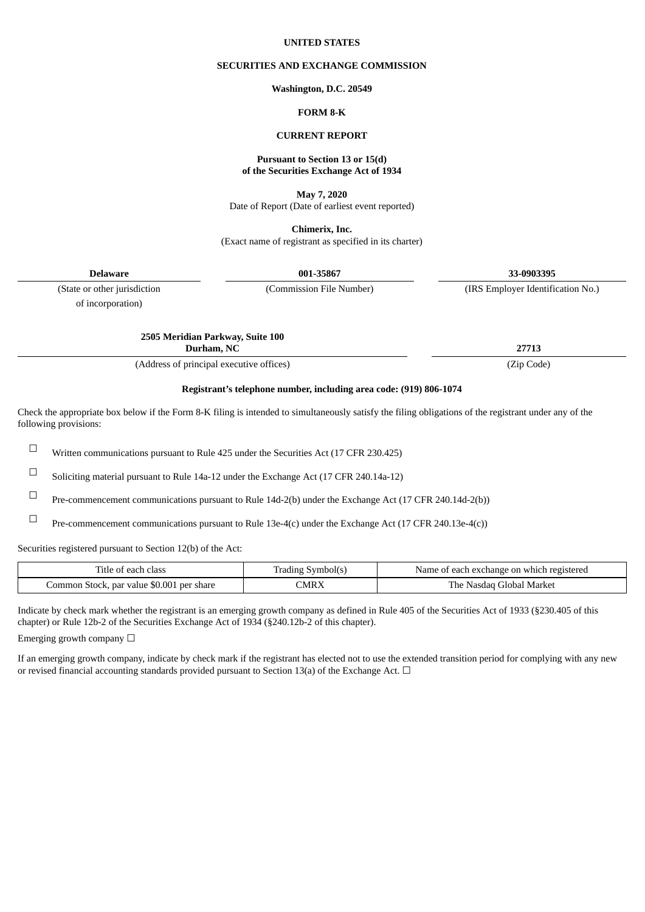**UNITED STATES**

**SECURITIES AND EXCHANGE COMMISSION**

**Washington, D.C. 20549**

**FORM 8-K**

**CURRENT REPORT**

**Pursuant to Section 13 or 15(d)**
**of the Securities Exchange Act of 1934**

**May 7, 2020**
Date of Report (Date of earliest event reported)

**Chimerix, Inc.**
(Exact name of registrant as specified in its charter)

| **Delaware** | **001-35867** | **33-0903395** |
|---|---|---|
| (State or other jurisdiction of incorporation) | (Commission File Number) | (IRS Employer Identification No.) |

| **2505 Meridian Parkway, Suite 100 Durham, NC** | **27713** |
|---|---|
| (Address of principal executive offices) | (Zip Code) |

**Registrant's telephone number, including area code: (919) 806-1074**

Check the appropriate box below if the Form 8-K filing is intended to simultaneously satisfy the filing obligations of the registrant under any of the following provisions:

☐ Written communications pursuant to Rule 425 under the Securities Act (17 CFR 230.425)

☐ Soliciting material pursuant to Rule 14a-12 under the Exchange Act (17 CFR 240.14a-12)

☐ Pre-commencement communications pursuant to Rule 14d-2(b) under the Exchange Act (17 CFR 240.14d-2(b))

☐ Pre-commencement communications pursuant to Rule 13e-4(c) under the Exchange Act (17 CFR 240.13e-4(c))

Securities registered pursuant to Section 12(b) of the Act:

| Title of each class | Trading Symbol(s) | Name of each exchange on which registered |
|---|---|---|
| Common Stock, par value $0.001 per share | CMRX | The Nasdaq Global Market |

Indicate by check mark whether the registrant is an emerging growth company as defined in Rule 405 of the Securities Act of 1933 (§230.405 of this chapter) or Rule 12b-2 of the Securities Exchange Act of 1934 (§240.12b-2 of this chapter).

Emerging growth company ☐

If an emerging growth company, indicate by check mark if the registrant has elected not to use the extended transition period for complying with any new or revised financial accounting standards provided pursuant to Section 13(a) of the Exchange Act. ☐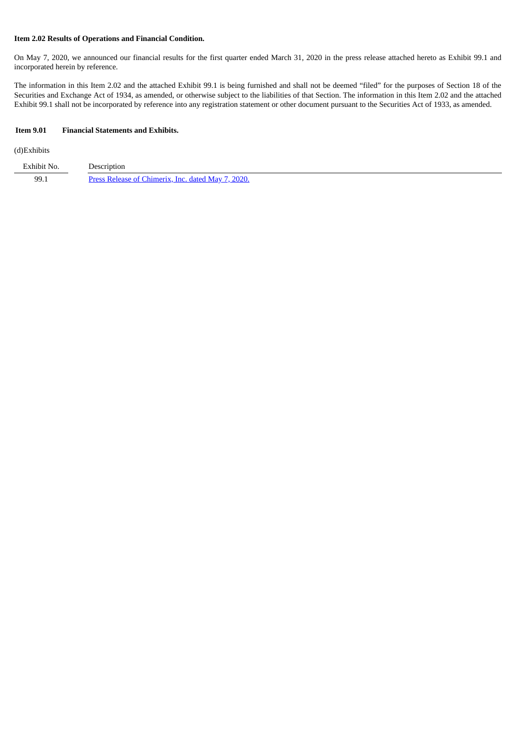**Item 2.02 Results of Operations and Financial Condition.**

On May 7, 2020, we announced our financial results for the first quarter ended March 31, 2020 in the press release attached hereto as Exhibit 99.1 and incorporated herein by reference.

The information in this Item 2.02 and the attached Exhibit 99.1 is being furnished and shall not be deemed "filed" for the purposes of Section 18 of the Securities and Exchange Act of 1934, as amended, or otherwise subject to the liabilities of that Section. The information in this Item 2.02 and the attached Exhibit 99.1 shall not be incorporated by reference into any registration statement or other document pursuant to the Securities Act of 1933, as amended.

**Item 9.01 Financial Statements and Exhibits.**

(d)Exhibits

| Exhibit No. | Description |
|---|---|
| 99.1 | Press Release of Chimerix, Inc. dated May 7, 2020. |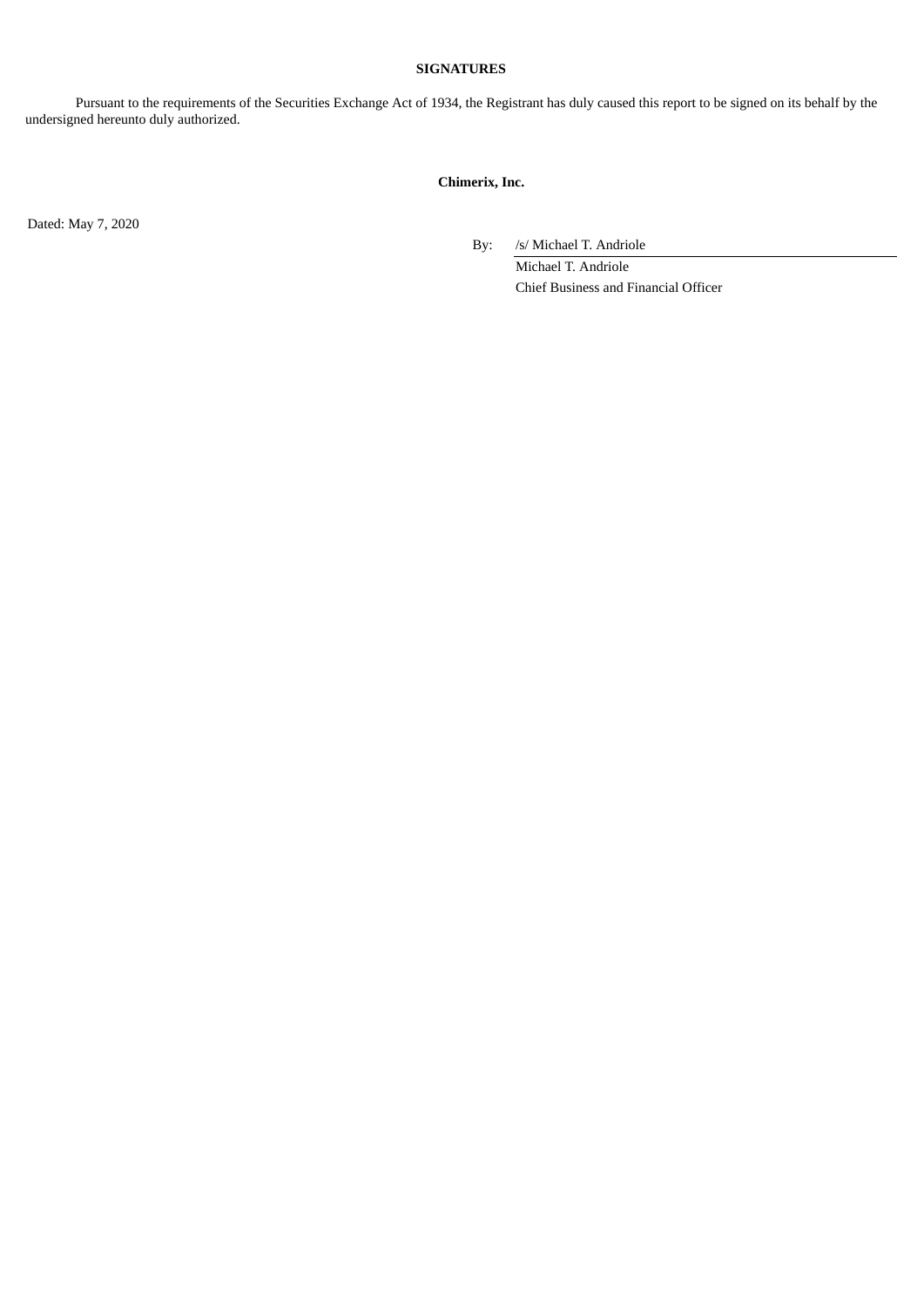**SIGNATURES**

Pursuant to the requirements of the Securities Exchange Act of 1934, the Registrant has duly caused this report to be signed on its behalf by the undersigned hereunto duly authorized.

**Chimerix, Inc.**

Dated: May 7, 2020

By: /s/ Michael T. Andriole

Michael T. Andriole

Chief Business and Financial Officer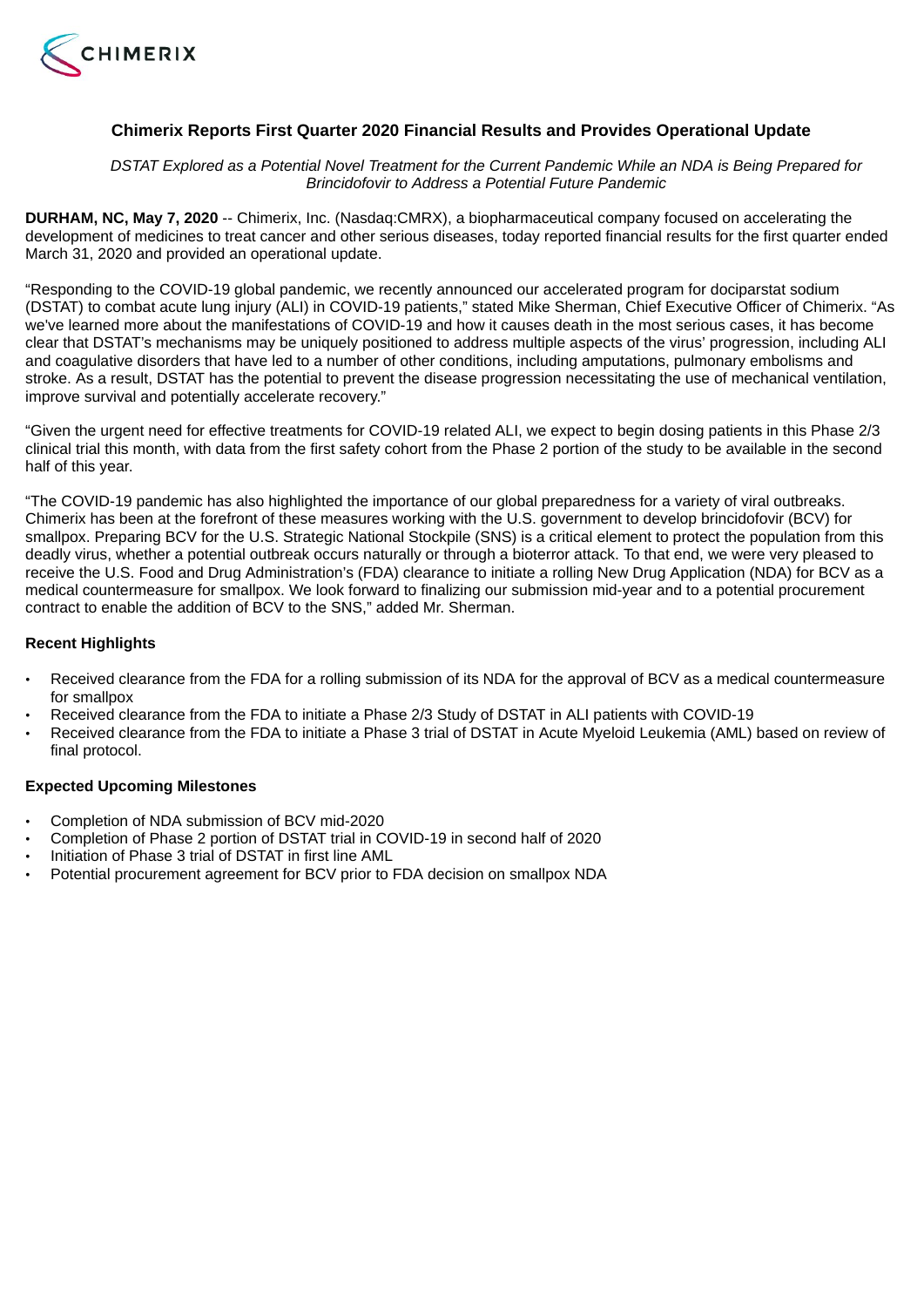# Chimerix Reports First Quarter 2020 Financial Results and Provides Operational Update

*DSTAT Explored as a Potential Novel Treatment for the Current Pandemic While an NDA is Being Prepared for Brincidofovir to Address a Potential Future Pandemic*

**DURHAM, NC, May 7, 2020** -- Chimerix, Inc. (Nasdaq:CMRX), a biopharmaceutical company focused on accelerating the development of medicines to treat cancer and other serious diseases, today reported financial results for the first quarter ended March 31, 2020 and provided an operational update.

"Responding to the COVID-19 global pandemic, we recently announced our accelerated program for dociparstat sodium (DSTAT) to combat acute lung injury (ALI) in COVID-19 patients," stated Mike Sherman, Chief Executive Officer of Chimerix. "As we've learned more about the manifestations of COVID-19 and how it causes death in the most serious cases, it has become clear that DSTAT's mechanisms may be uniquely positioned to address multiple aspects of the virus' progression, including ALI and coagulative disorders that have led to a number of other conditions, including amputations, pulmonary embolisms and stroke. As a result, DSTAT has the potential to prevent the disease progression necessitating the use of mechanical ventilation, improve survival and potentially accelerate recovery."

"Given the urgent need for effective treatments for COVID-19 related ALI, we expect to begin dosing patients in this Phase 2/3 clinical trial this month, with data from the first safety cohort from the Phase 2 portion of the study to be available in the second half of this year.

"The COVID-19 pandemic has also highlighted the importance of our global preparedness for a variety of viral outbreaks. Chimerix has been at the forefront of these measures working with the U.S. government to develop brincidofovir (BCV) for smallpox. Preparing BCV for the U.S. Strategic National Stockpile (SNS) is a critical element to protect the population from this deadly virus, whether a potential outbreak occurs naturally or through a bioterror attack. To that end, we were very pleased to receive the U.S. Food and Drug Administration's (FDA) clearance to initiate a rolling New Drug Application (NDA) for BCV as a medical countermeasure for smallpox. We look forward to finalizing our submission mid-year and to a potential procurement contract to enable the addition of BCV to the SNS," added Mr. Sherman.

### Recent Highlights

- Received clearance from the FDA for a rolling submission of its NDA for the approval of BCV as a medical countermeasure for smallpox
- Received clearance from the FDA to initiate a Phase 2/3 Study of DSTAT in ALI patients with COVID-19
- Received clearance from the FDA to initiate a Phase 3 trial of DSTAT in Acute Myeloid Leukemia (AML) based on review of final protocol.

### Expected Upcoming Milestones

- Completion of NDA submission of BCV mid-2020
- Completion of Phase 2 portion of DSTAT trial in COVID-19 in second half of 2020
- Initiation of Phase 3 trial of DSTAT in first line AML
- Potential procurement agreement for BCV prior to FDA decision on smallpox NDA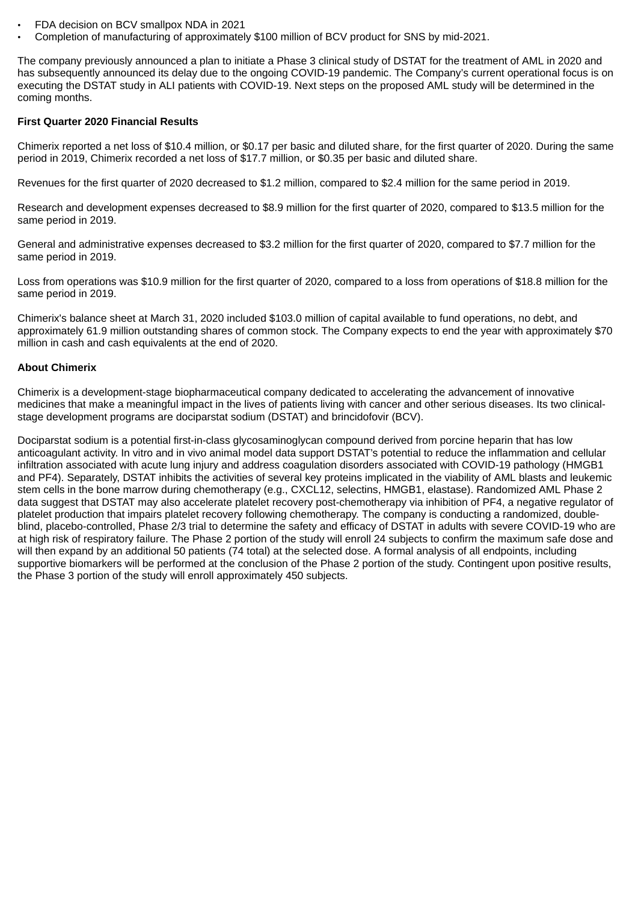- FDA decision on BCV smallpox NDA in 2021
- Completion of manufacturing of approximately $100 million of BCV product for SNS by mid-2021.

The company previously announced a plan to initiate a Phase 3 clinical study of DSTAT for the treatment of AML in 2020 and has subsequently announced its delay due to the ongoing COVID-19 pandemic. The Company's current operational focus is on executing the DSTAT study in ALI patients with COVID-19. Next steps on the proposed AML study will be determined in the coming months.

**First Quarter 2020 Financial Results**

Chimerix reported a net loss of $10.4 million, or $0.17 per basic and diluted share, for the first quarter of 2020. During the same period in 2019, Chimerix recorded a net loss of $17.7 million, or $0.35 per basic and diluted share.

Revenues for the first quarter of 2020 decreased to $1.2 million, compared to $2.4 million for the same period in 2019.

Research and development expenses decreased to $8.9 million for the first quarter of 2020, compared to $13.5 million for the same period in 2019.

General and administrative expenses decreased to $3.2 million for the first quarter of 2020, compared to $7.7 million for the same period in 2019.

Loss from operations was $10.9 million for the first quarter of 2020, compared to a loss from operations of $18.8 million for the same period in 2019.

Chimerix's balance sheet at March 31, 2020 included $103.0 million of capital available to fund operations, no debt, and approximately 61.9 million outstanding shares of common stock. The Company expects to end the year with approximately $70 million in cash and cash equivalents at the end of 2020.

**About Chimerix**

Chimerix is a development-stage biopharmaceutical company dedicated to accelerating the advancement of innovative medicines that make a meaningful impact in the lives of patients living with cancer and other serious diseases. Its two clinical-stage development programs are dociparstat sodium (DSTAT) and brincidofovir (BCV).

Dociparstat sodium is a potential first-in-class glycosaminoglycan compound derived from porcine heparin that has low anticoagulant activity. In vitro and in vivo animal model data support DSTAT's potential to reduce the inflammation and cellular infiltration associated with acute lung injury and address coagulation disorders associated with COVID-19 pathology (HMGB1 and PF4). Separately, DSTAT inhibits the activities of several key proteins implicated in the viability of AML blasts and leukemic stem cells in the bone marrow during chemotherapy (e.g., CXCL12, selectins, HMGB1, elastase). Randomized AML Phase 2 data suggest that DSTAT may also accelerate platelet recovery post-chemotherapy via inhibition of PF4, a negative regulator of platelet production that impairs platelet recovery following chemotherapy. The company is conducting a randomized, double-blind, placebo-controlled, Phase 2/3 trial to determine the safety and efficacy of DSTAT in adults with severe COVID-19 who are at high risk of respiratory failure. The Phase 2 portion of the study will enroll 24 subjects to confirm the maximum safe dose and will then expand by an additional 50 patients (74 total) at the selected dose. A formal analysis of all endpoints, including supportive biomarkers will be performed at the conclusion of the Phase 2 portion of the study. Contingent upon positive results, the Phase 3 portion of the study will enroll approximately 450 subjects.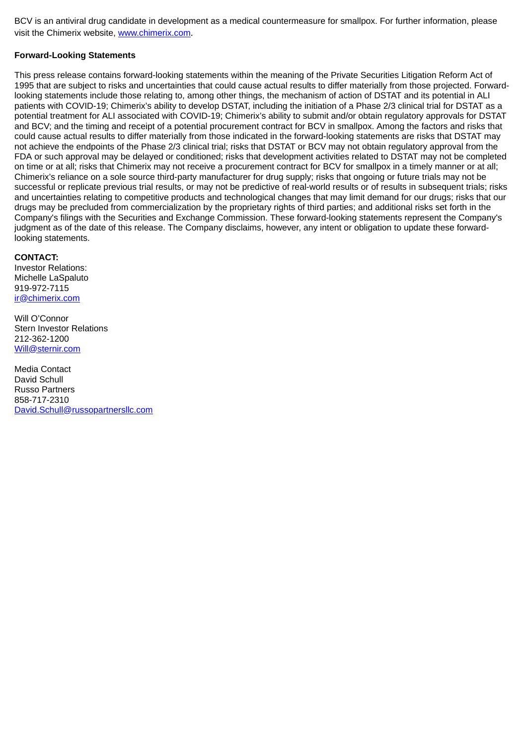BCV is an antiviral drug candidate in development as a medical countermeasure for smallpox. For further information, please visit the Chimerix website, [www.chimerix.com](http://www.chimerix.com).

**Forward-Looking Statements**

This press release contains forward-looking statements within the meaning of the Private Securities Litigation Reform Act of 1995 that are subject to risks and uncertainties that could cause actual results to differ materially from those projected. Forward-looking statements include those relating to, among other things, the mechanism of action of DSTAT and its potential in ALI patients with COVID-19; Chimerix's ability to develop DSTAT, including the initiation of a Phase 2/3 clinical trial for DSTAT as a potential treatment for ALI associated with COVID-19; Chimerix's ability to submit and/or obtain regulatory approvals for DSTAT and BCV; and the timing and receipt of a potential procurement contract for BCV in smallpox. Among the factors and risks that could cause actual results to differ materially from those indicated in the forward-looking statements are risks that DSTAT may not achieve the endpoints of the Phase 2/3 clinical trial; risks that DSTAT or BCV may not obtain regulatory approval from the FDA or such approval may be delayed or conditioned; risks that development activities related to DSTAT may not be completed on time or at all; risks that Chimerix may not receive a procurement contract for BCV for smallpox in a timely manner or at all; Chimerix's reliance on a sole source third-party manufacturer for drug supply; risks that ongoing or future trials may not be successful or replicate previous trial results, or may not be predictive of real-world results or of results in subsequent trials; risks and uncertainties relating to competitive products and technological changes that may limit demand for our drugs; risks that our drugs may be precluded from commercialization by the proprietary rights of third parties; and additional risks set forth in the Company's filings with the Securities and Exchange Commission. These forward-looking statements represent the Company's judgment as of the date of this release. The Company disclaims, however, any intent or obligation to update these forward-looking statements.

**CONTACT:**
Investor Relations:
Michelle LaSpaluto
919-972-7115
[ir@chimerix.com](mailto:ir@chimerix.com)

Will O'Connor
Stern Investor Relations
212-362-1200
[Will@sternir.com](mailto:Will@sternir.com)

Media Contact
David Schull
Russo Partners
858-717-2310
[David.Schull@russopartnersllc.com](mailto:David.Schull@russopartnersllc.com)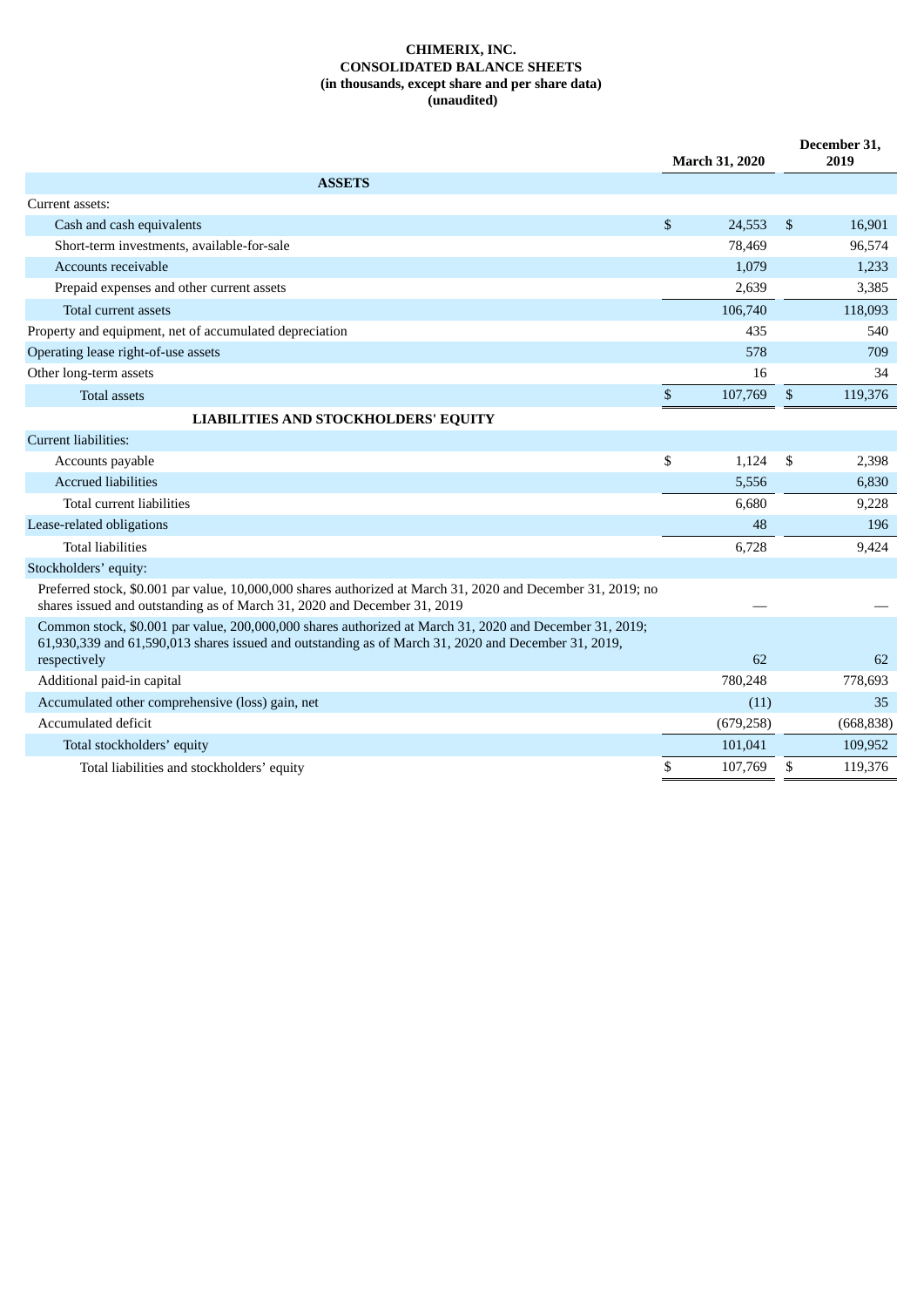**CHIMERIX, INC.**
**CONSOLIDATED BALANCE SHEETS**
**(in thousands, except share and per share data)**
**(unaudited)**

| | March 31, 2020 | December 31, 2019 |
|---|---|---|
| **ASSETS** | | |
| Current assets: | | |
| Cash and cash equivalents | $ 24,553 | $ 16,901 |
| Short-term investments, available-for-sale | 78,469 | 96,574 |
| Accounts receivable | 1,079 | 1,233 |
| Prepaid expenses and other current assets | 2,639 | 3,385 |
| Total current assets | 106,740 | 118,093 |
| Property and equipment, net of accumulated depreciation | 435 | 540 |
| Operating lease right-of-use assets | 578 | 709 |
| Other long-term assets | 16 | 34 |
| Total assets | $ 107,769 | $ 119,376 |
| **LIABILITIES AND STOCKHOLDERS' EQUITY** | | |
| Current liabilities: | | |
| Accounts payable | $ 1,124 | $ 2,398 |
| Accrued liabilities | 5,556 | 6,830 |
| Total current liabilities | 6,680 | 9,228 |
| Lease-related obligations | 48 | 196 |
| Total liabilities | 6,728 | 9,424 |
| Stockholders' equity: | | |
| Preferred stock, $0.001 par value, 10,000,000 shares authorized at March 31, 2020 and December 31, 2019; no shares issued and outstanding as of March 31, 2020 and December 31, 2019 | — | — |
| Common stock, $0.001 par value, 200,000,000 shares authorized at March 31, 2020 and December 31, 2019; 61,930,339 and 61,590,013 shares issued and outstanding as of March 31, 2020 and December 31, 2019, respectively | 62 | 62 |
| Additional paid-in capital | 780,248 | 778,693 |
| Accumulated other comprehensive (loss) gain, net | (11) | 35 |
| Accumulated deficit | (679,258) | (668,838) |
| Total stockholders' equity | 101,041 | 109,952 |
| Total liabilities and stockholders' equity | $ 107,769 | $ 119,376 |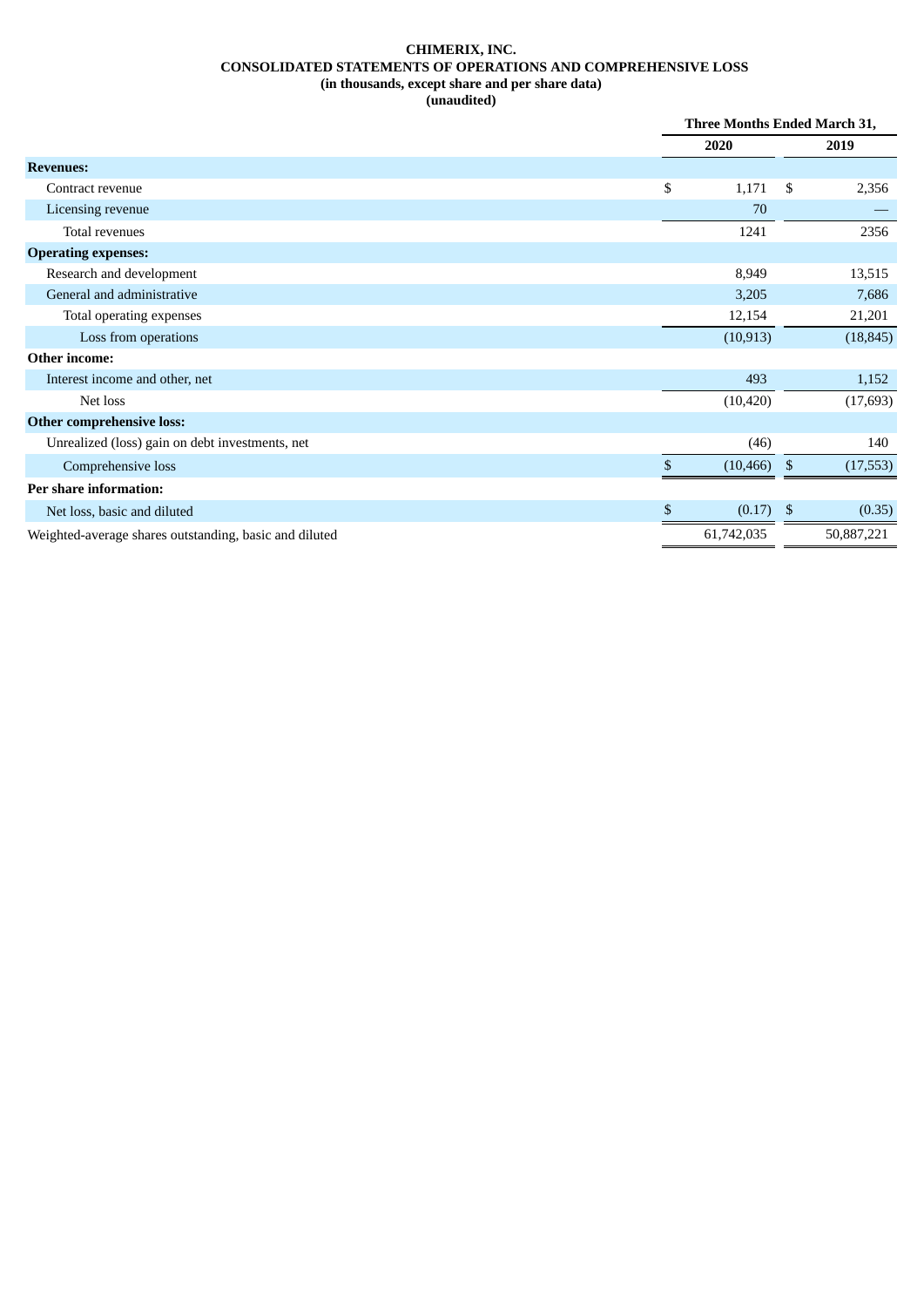**CHIMERIX, INC.**
**CONSOLIDATED STATEMENTS OF OPERATIONS AND COMPREHENSIVE LOSS**
**(in thousands, except share and per share data)**
**(unaudited)**

| | Three Months Ended March 31, | |
|---|---|---|
| | 2020 | 2019 |
| **Revenues:** | | |
| Contract revenue | $ 1,171 | $ 2,356 |
| Licensing revenue | 70 | — |
| Total revenues | 1241 | 2356 |
| **Operating expenses:** | | |
| Research and development | 8,949 | 13,515 |
| General and administrative | 3,205 | 7,686 |
| Total operating expenses | 12,154 | 21,201 |
| Loss from operations | (10,913) | (18,845) |
| **Other income:** | | |
| Interest income and other, net | 493 | 1,152 |
| Net loss | (10,420) | (17,693) |
| **Other comprehensive loss:** | | |
| Unrealized (loss) gain on debt investments, net | (46) | 140 |
| Comprehensive loss | $ (10,466) | $ (17,553) |
| **Per share information:** | | |
| Net loss, basic and diluted | $ (0.17) | $ (0.35) |
| Weighted-average shares outstanding, basic and diluted | 61,742,035 | 50,887,221 |